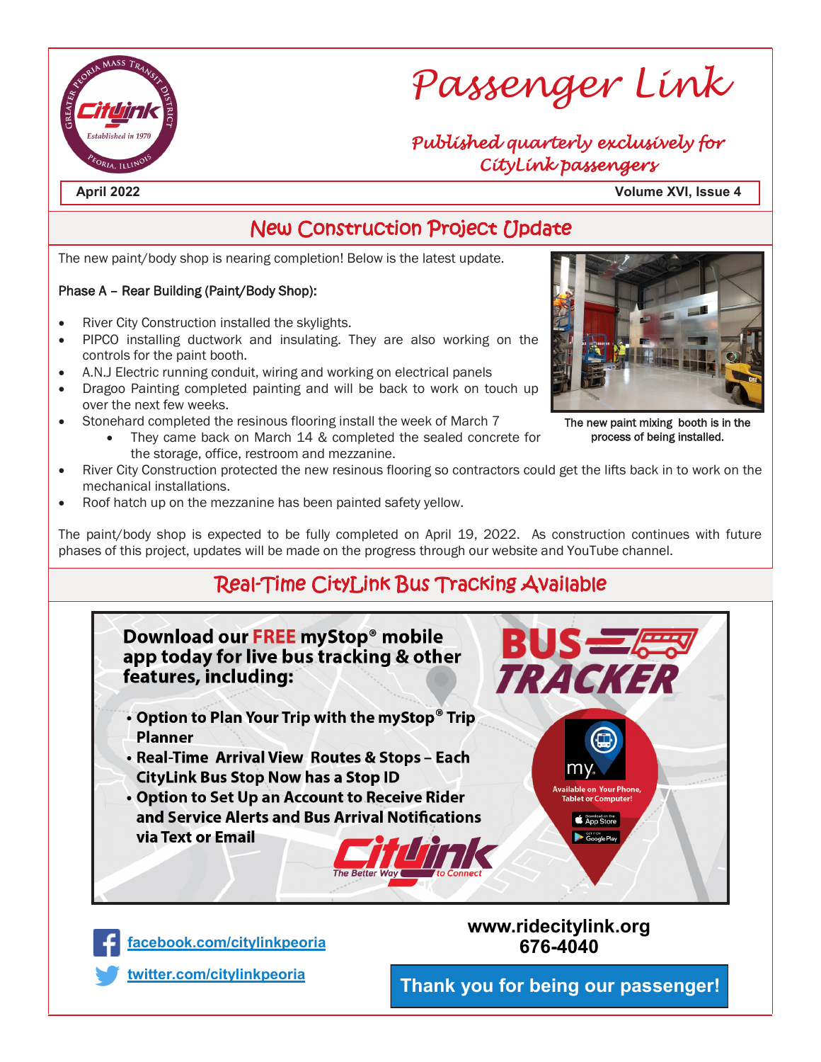# Passenger Link

*Published quarterly exclusively for CityLink passengers*

**April 2022** **Volume XVI, Issue 4**

## New Construction Project Update

The new paint/body shop is nearing completion! Below is the latest update.

Phase A – Rear Building (Paint/Body Shop):

- River City Construction installed the skylights.
- PIPCO installing ductwork and insulating. They are also working on the controls for the paint booth.
- A.N.J Electric running conduit, wiring and working on electrical panels
- Dragoo Painting completed painting and will be back to work on touch up over the next few weeks.
- Stonehard completed the resinous flooring install the week of March 7
  - They came back on March 14 & completed the sealed concrete for the storage, office, restroom and mezzanine.
- River City Construction protected the new resinous flooring so contractors could get the lifts back in to work on the mechanical installations.
- Roof hatch up on the mezzanine has been painted safety yellow.

The new paint mixing booth is in the process of being installed.

The paint/body shop is expected to be fully completed on April 19, 2022. As construction continues with future phases of this project, updates will be made on the progress through our website and YouTube channel.

## Real-Time CityLink Bus Tracking Available

**Download our FREE myStop® mobile app today for live bus tracking & other features, including:**

- **Option to Plan Your Trip with the myStop® Trip Planner**
- **Real-Time Arrival View Routes & Stops – Each CityLink Bus Stop Now has a Stop ID**
- **Option to Set Up an Account to Receive Rider and Service Alerts and Bus Arrival Notifications via Text or Email**

BUS TRACKER

Available on Your Phone, Tablet or Computer!

CityLink – The Better Way to Connect

facebook.com/citylinkpeoria

twitter.com/citylinkpeoria

**www.ridecitylink.org**
**676-4040**

**Thank you for being our passenger!**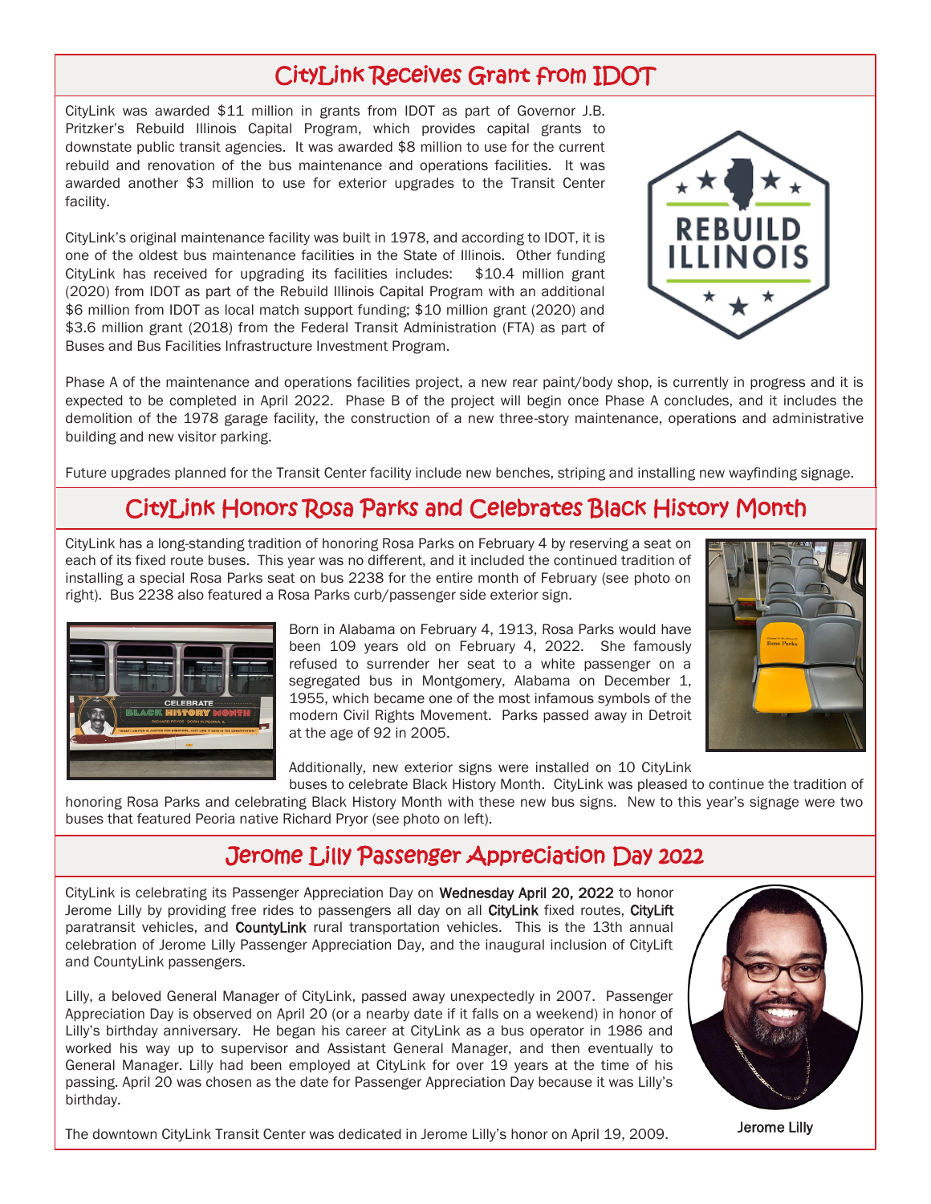## CityLink Receives Grant from IDOT

CityLink was awarded $11 million in grants from IDOT as part of Governor J.B. Pritzker's Rebuild Illinois Capital Program, which provides capital grants to downstate public transit agencies. It was awarded $8 million to use for the current rebuild and renovation of the bus maintenance and operations facilities. It was awarded another $3 million to use for exterior upgrades to the Transit Center facility.

CityLink's original maintenance facility was built in 1978, and according to IDOT, it is one of the oldest bus maintenance facilities in the State of Illinois. Other funding CityLink has received for upgrading its facilities includes: $10.4 million grant (2020) from IDOT as part of the Rebuild Illinois Capital Program with an additional $6 million from IDOT as local match support funding; $10 million grant (2020) and $3.6 million grant (2018) from the Federal Transit Administration (FTA) as part of Buses and Bus Facilities Infrastructure Investment Program.

Phase A of the maintenance and operations facilities project, a new rear paint/body shop, is currently in progress and it is expected to be completed in April 2022. Phase B of the project will begin once Phase A concludes, and it includes the demolition of the 1978 garage facility, the construction of a new three-story maintenance, operations and administrative building and new visitor parking.

Future upgrades planned for the Transit Center facility include new benches, striping and installing new wayfinding signage.

## CityLink Honors Rosa Parks and Celebrates Black History Month

CityLink has a long-standing tradition of honoring Rosa Parks on February 4 by reserving a seat on each of its fixed route buses. This year was no different, and it included the continued tradition of installing a special Rosa Parks seat on bus 2238 for the entire month of February (see photo on right). Bus 2238 also featured a Rosa Parks curb/passenger side exterior sign.

Born in Alabama on February 4, 1913, Rosa Parks would have been 109 years old on February 4, 2022. She famously refused to surrender her seat to a white passenger on a segregated bus in Montgomery, Alabama on December 1, 1955, which became one of the most infamous symbols of the modern Civil Rights Movement. Parks passed away in Detroit at the age of 92 in 2005.

Additionally, new exterior signs were installed on 10 CityLink buses to celebrate Black History Month. CityLink was pleased to continue the tradition of honoring Rosa Parks and celebrating Black History Month with these new bus signs. New to this year's signage were two buses that featured Peoria native Richard Pryor (see photo on left).

## Jerome Lilly Passenger Appreciation Day 2022

CityLink is celebrating its Passenger Appreciation Day on **Wednesday April 20, 2022** to honor Jerome Lilly by providing free rides to passengers all day on all **CityLink** fixed routes, **CityLift** paratransit vehicles, and **CountyLink** rural transportation vehicles. This is the 13th annual celebration of Jerome Lilly Passenger Appreciation Day, and the inaugural inclusion of CityLift and CountyLink passengers.

Lilly, a beloved General Manager of CityLink, passed away unexpectedly in 2007. Passenger Appreciation Day is observed on April 20 (or a nearby date if it falls on a weekend) in honor of Lilly's birthday anniversary. He began his career at CityLink as a bus operator in 1986 and worked his way up to supervisor and Assistant General Manager, and then eventually to General Manager. Lilly had been employed at CityLink for over 19 years at the time of his passing. April 20 was chosen as the date for Passenger Appreciation Day because it was Lilly's birthday.

Jerome Lilly

The downtown CityLink Transit Center was dedicated in Jerome Lilly's honor on April 19, 2009.